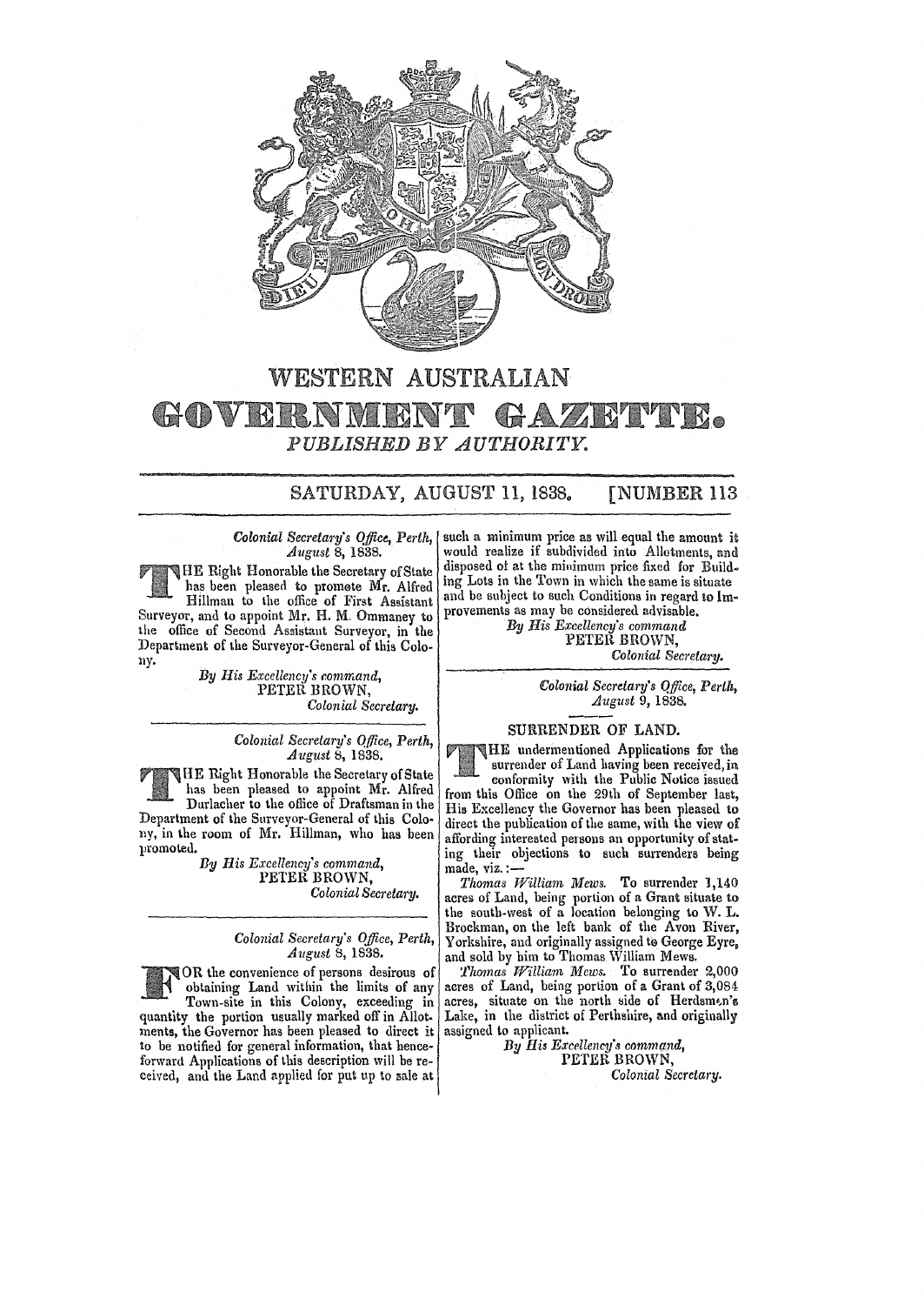# WESTERN AUSTRALIAN

# GOVERNMENT GAZETTE.

*PUBLISHED BY AUTHORITY.*

SATURDAY, AUGUST 11, 1838. [NUMBER 113

*Colonial Secretary's Office, Perth,*
*August 8, 1838.*

THE Right Honorable the Secretary of State has been pleased to promote Mr. Alfred Hillman to the office of First Assistant Surveyor, and to appoint Mr. H. M. Ommaney to the office of Second Assistant Surveyor, in the Department of the Surveyor-General of this Colony.

*By His Excellency's command,*
PETER BROWN,
*Colonial Secretary.*

---

*Colonial Secretary's Office, Perth,*
*August 8, 1838.*

THE Right Honorable the Secretary of State has been pleased to appoint Mr. Alfred Durlacher to the office of Draftsman in the Department of the Surveyor-General of this Colony, in the room of Mr. Hillman, who has been promoted.

*By His Excellency's command,*
PETER BROWN,
*Colonial Secretary.*

---

*Colonial Secretary's Office, Perth,*
*August 8, 1838.*

FOR the convenience of persons desirous of obtaining Land within the limits of any Town-site in this Colony, exceeding in quantity the portion usually marked off in Allotments, the Governor has been pleased to direct it to be notified for general information, that henceforward Applications of this description will be received, and the Land applied for put up to sale at such a minimum price as will equal the amount it would realize if subdivided into Allotments, and disposed of at the minimum price fixed for Building Lots in the Town in which the same is situate and be subject to such Conditions in regard to Improvements as may be considered advisable.

*By His Excellency's command*
PETER BROWN,
*Colonial Secretary.*

---

*Colonial Secretary's Office, Perth,*
*August 9, 1838.*

SURRENDER OF LAND.

THE undermentioned Applications for the surrender of Land having been received, in conformity with the Public Notice issued from this Office on the 29th of September last, His Excellency the Governor has been pleased to direct the publication of the same, with the view of affording interested persons an opportunity of stating their objections to such surrenders being made, viz.:—

*Thomas William Mews.* To surrender 1,140 acres of Land, being portion of a Grant situate to the south-west of a location belonging to W. L. Brockman, on the left bank of the Avon River, Yorkshire, and originally assigned to George Eyre, and sold by him to Thomas William Mews.

*Thomas William Mews.* To surrender 2,000 acres of Land, being portion of a Grant of 3,084 acres, situate on the north side of Herdsman's Lake, in the district of Perthshire, and originally assigned to applicant.

*By His Excellency's command,*
PETER BROWN,
*Colonial Secretary.*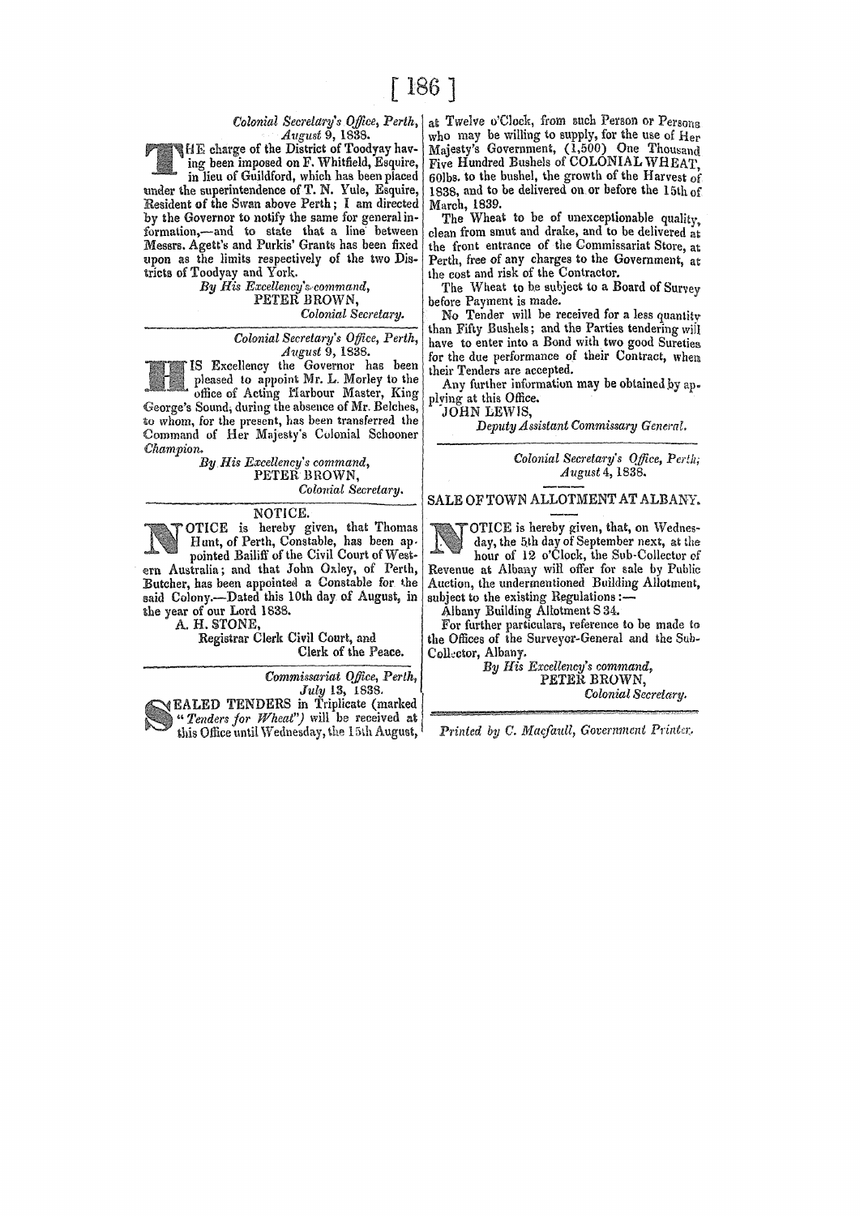*Colonial Secretary's Office, Perth, August 9, 1838.*

THE charge of the District of Toodyay having been imposed on F. Whitfield, Esquire, in lieu of Guildford, which has been placed under the superintendence of T. N. Yule, Esquire, Resident of the Swan above Perth; I am directed by the Governor to notify the same for general information,—and to state that a line between Messrs. Agett's and Purkis' Grants has been fixed upon as the limits respectively of the two Districts of Toodyay and York.

*By His Excellency's command,*
PETER BROWN,
*Colonial Secretary.*

---

*Colonial Secretary's Office, Perth, August 9, 1838.*

HIS Excellency the Governor has been pleased to appoint Mr. L. Morley to the office of Acting Harbour Master, King George's Sound, during the absence of Mr. Belches, to whom, for the present, has been transferred the Command of Her Majesty's Colonial Schooner *Champion.*

*By His Excellency's command,*
PETER BROWN,
*Colonial Secretary.*

---

NOTICE.

NOTICE is hereby given, that Thomas Hunt, of Perth, Constable, has been appointed Bailiff of the Civil Court of Western Australia; and that John Oxley, of Perth, Butcher, has been appointed a Constable for the said Colony.—Dated this 10th day of August, in the year of our Lord 1838.

A. H. STONE,
Registrar Clerk Civil Court, and
Clerk of the Peace.

---

*Commissariat Office, Perth, July 13, 1838.*

SEALED TENDERS in Triplicate (marked "*Tenders for Wheat*") will be received at this Office until Wednesday, the 15th August, at Twelve o'Clock, from such Person or Persons who may be willing to supply, for the use of Her Majesty's Government, (1,500) One Thousand Five Hundred Bushels of COLONIAL WHEAT, 60lbs. to the bushel, the growth of the Harvest of 1838, and to be delivered on or before the 15th of March, 1839.

The Wheat to be of unexceptionable quality, clean from smut and drake, and to be delivered at the front entrance of the Commissariat Store, at Perth, free of any charges to the Government, at the cost and risk of the Contractor.

The Wheat to be subject to a Board of Survey before Payment is made.

No Tender will be received for a less quantity than Fifty Bushels; and the Parties tendering will have to enter into a Bond with two good Sureties for the due performance of their Contract, when their Tenders are accepted.

Any further information may be obtained by applying at this Office.

JOHN LEWIS,
*Deputy Assistant Commissary General.*

---

*Colonial Secretary's Office, Perth, August 4, 1838.*

SALE OF TOWN ALLOTMENT AT ALBANY.

NOTICE is hereby given, that, on Wednesday, the 5th day of September next, at the hour of 12 o'Clock, the Sub-Collector of Revenue at Albany will offer for sale by Public Auction, the undermentioned Building Allotment, subject to the existing Regulations:—

Albany Building Allotment S 34.

For further particulars, reference to be made to the Offices of the Surveyor-General and the Sub-Collector, Albany.

*By His Excellency's command,*
PETER BROWN,
*Colonial Secretary.*

---

*Printed by C. Macfaull, Government Printer.*